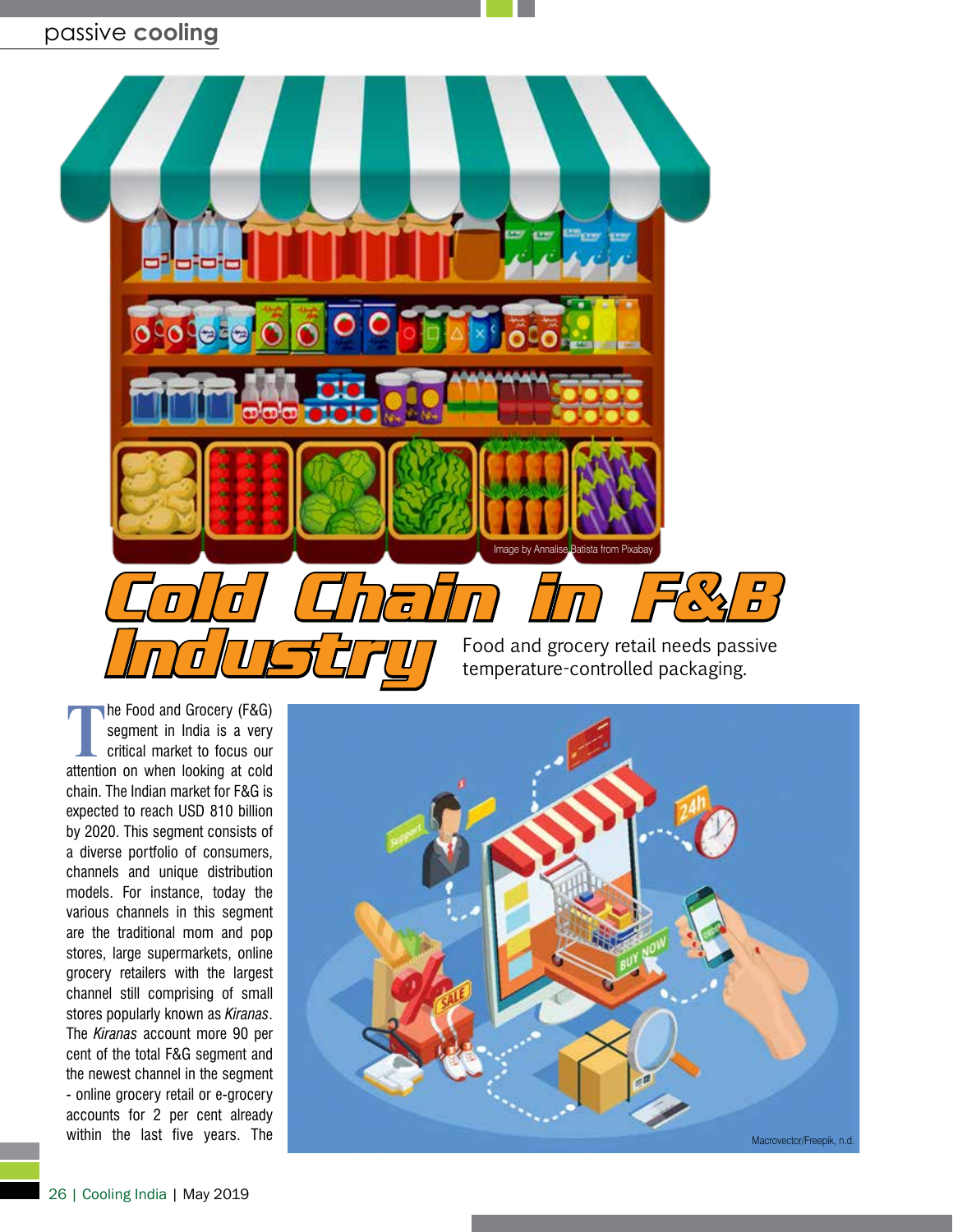# Cold Chain in F&B Industry

Food and grocery retail needs passive temperature-controlled packaging.

Image by Annalise Batista from Pixabay

The Food and Grocery (F&G) segment in India is a very critical market to focus our attention on when looking at cold chain. The Indian market for F&G is expected to reach USD 810 billion by 2020. This segment consists of a diverse portfolio of consumers, channels and unique distribution models. For instance, today the various channels in this segment are the traditional mom and pop stores, large supermarkets, online grocery retailers with the largest channel still comprising of small stores popularly known as *Kiranas*. The *Kiranas* account more 90 per cent of the total F&G segment and the newest channel in the segment - online grocery retail or e-grocery accounts for 2 per cent already within the last five years. The

Macrovector/Freepik, n.d.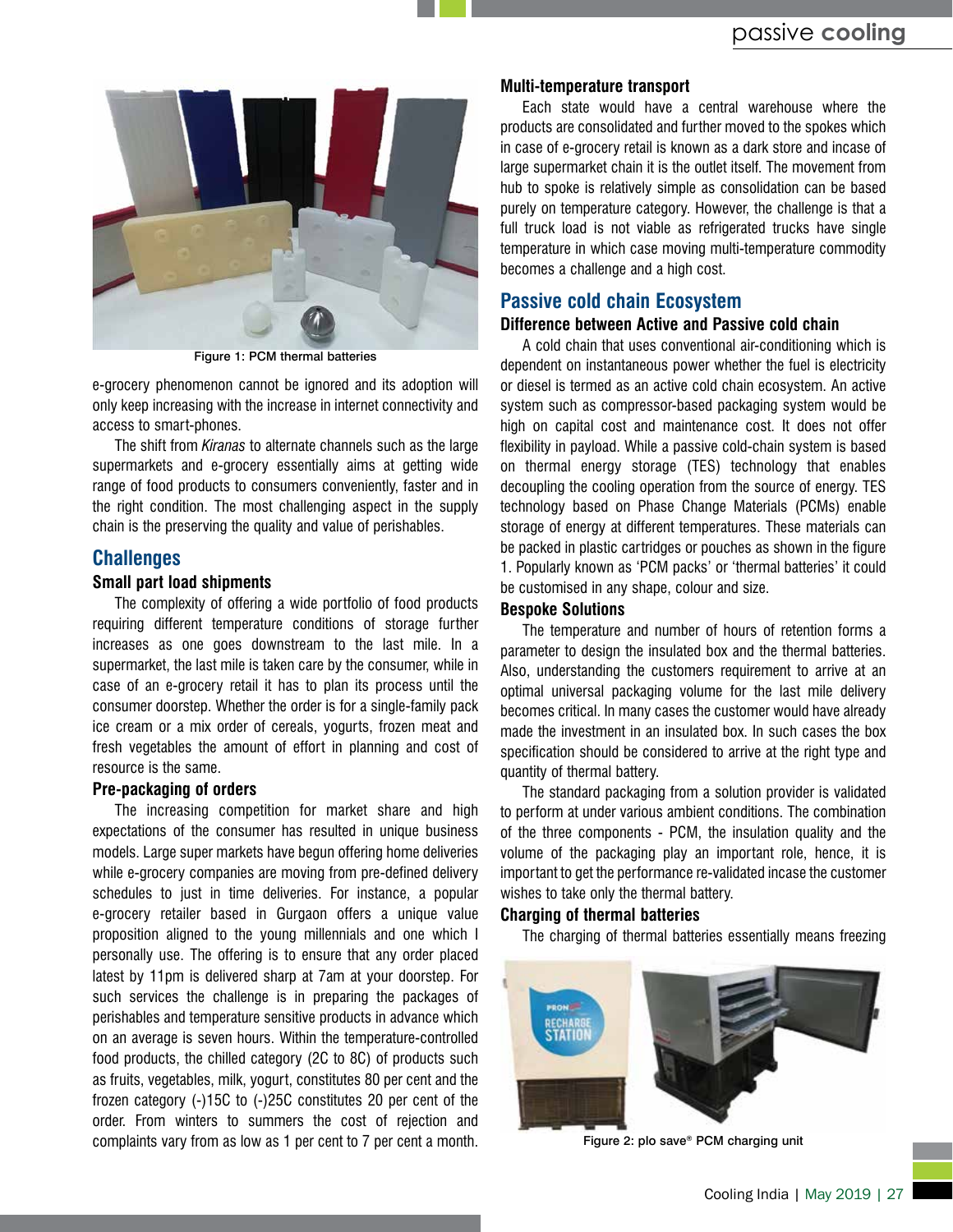Figure 1: PCM thermal batteries

e-grocery phenomenon cannot be ignored and its adoption will only keep increasing with the increase in internet connectivity and access to smart-phones.

The shift from *Kiranas* to alternate channels such as the large supermarkets and e-grocery essentially aims at getting wide range of food products to consumers conveniently, faster and in the right condition. The most challenging aspect in the supply chain is the preserving the quality and value of perishables.

## Challenges

### Small part load shipments

The complexity of offering a wide portfolio of food products requiring different temperature conditions of storage further increases as one goes downstream to the last mile. In a supermarket, the last mile is taken care by the consumer, while in case of an e-grocery retail it has to plan its process until the consumer doorstep. Whether the order is for a single-family pack ice cream or a mix order of cereals, yogurts, frozen meat and fresh vegetables the amount of effort in planning and cost of resource is the same.

### Pre-packaging of orders

The increasing competition for market share and high expectations of the consumer has resulted in unique business models. Large super markets have begun offering home deliveries while e-grocery companies are moving from pre-defined delivery schedules to just in time deliveries. For instance, a popular e-grocery retailer based in Gurgaon offers a unique value proposition aligned to the young millennials and one which I personally use. The offering is to ensure that any order placed latest by 11pm is delivered sharp at 7am at your doorstep. For such services the challenge is in preparing the packages of perishables and temperature sensitive products in advance which on an average is seven hours. Within the temperature-controlled food products, the chilled category (2C to 8C) of products such as fruits, vegetables, milk, yogurt, constitutes 80 per cent and the frozen category (-)15C to (-)25C constitutes 20 per cent of the order. From winters to summers the cost of rejection and complaints vary from as low as 1 per cent to 7 per cent a month.

### Multi-temperature transport

Each state would have a central warehouse where the products are consolidated and further moved to the spokes which in case of e-grocery retail is known as a dark store and incase of large supermarket chain it is the outlet itself. The movement from hub to spoke is relatively simple as consolidation can be based purely on temperature category. However, the challenge is that a full truck load is not viable as refrigerated trucks have single temperature in which case moving multi-temperature commodity becomes a challenge and a high cost.

## Passive cold chain Ecosystem

### Difference between Active and Passive cold chain

A cold chain that uses conventional air-conditioning which is dependent on instantaneous power whether the fuel is electricity or diesel is termed as an active cold chain ecosystem. An active system such as compressor-based packaging system would be high on capital cost and maintenance cost. It does not offer flexibility in payload. While a passive cold-chain system is based on thermal energy storage (TES) technology that enables decoupling the cooling operation from the source of energy. TES technology based on Phase Change Materials (PCMs) enable storage of energy at different temperatures. These materials can be packed in plastic cartridges or pouches as shown in the figure 1. Popularly known as 'PCM packs' or 'thermal batteries' it could be customised in any shape, colour and size.

### Bespoke Solutions

The temperature and number of hours of retention forms a parameter to design the insulated box and the thermal batteries. Also, understanding the customers requirement to arrive at an optimal universal packaging volume for the last mile delivery becomes critical. In many cases the customer would have already made the investment in an insulated box. In such cases the box specification should be considered to arrive at the right type and quantity of thermal battery.

The standard packaging from a solution provider is validated to perform at under various ambient conditions. The combination of the three components - PCM, the insulation quality and the volume of the packaging play an important role, hence, it is important to get the performance re-validated incase the customer wishes to take only the thermal battery.

### Charging of thermal batteries

The charging of thermal batteries essentially means freezing

Figure 2: plo save® PCM charging unit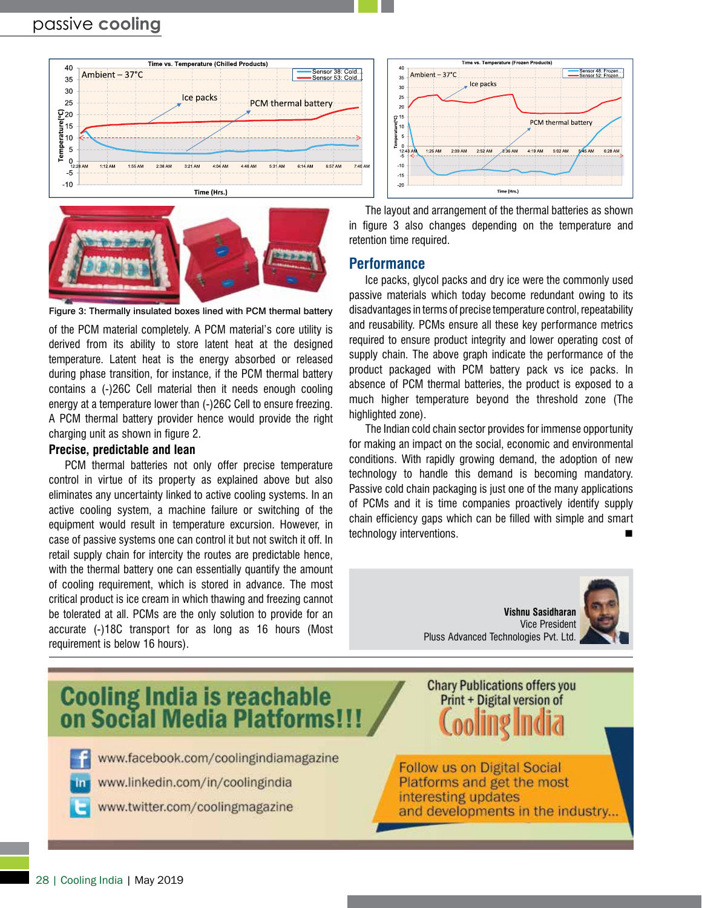Time vs. Temperature (Chilled Products)

Ambient – 37°C

Sensor 38: Cold...
Sensor 53: Cold...

Ice packs

PCM thermal battery

Temperature(°C)

40
35
30
25
20
15
10
5
0
-5
-10

12:28 AM 1:12 AM 1:55 AM 2:38 AM 3:21 AM 4:04 AM 4:48 AM 5:31 AM 6:14 AM 6:57 AM 7:40 AM

Time (Hrs.)

Time vs. Temperature (Frozen Products)

Ambient – 37°C

Sensor 48: Frozen...
Sensor 52: Frozen...

Ice packs

PCM thermal battery

Temperature(°C)

40
35
30
25
20
15
10
5
0
-5
-10
-15
-20

12:43 AM 1:26 AM 2:09 AM 2:52 AM 3:36 AM 4:19 AM 5:02 AM 5:45 AM 6:28 AM

Time (Hrs.)

Figure 3: Thermally insulated boxes lined with PCM thermal battery

of the PCM material completely. A PCM material's core utility is derived from its ability to store latent heat at the designed temperature. Latent heat is the energy absorbed or released during phase transition, for instance, if the PCM thermal battery contains a (-)26C Cell material then it needs enough cooling energy at a temperature lower than (-)26C Cell to ensure freezing. A PCM thermal battery provider hence would provide the right charging unit as shown in figure 2.

## Precise, predictable and lean

PCM thermal batteries not only offer precise temperature control in virtue of its property as explained above but also eliminates any uncertainty linked to active cooling systems. In an active cooling system, a machine failure or switching of the equipment would result in temperature excursion. However, in case of passive systems one can control it but not switch it off. In retail supply chain for intercity the routes are predictable hence, with the thermal battery one can essentially quantify the amount of cooling requirement, which is stored in advance. The most critical product is ice cream in which thawing and freezing cannot be tolerated at all. PCMs are the only solution to provide for an accurate (-)18C transport for as long as 16 hours (Most requirement is below 16 hours).

The layout and arrangement of the thermal batteries as shown in figure 3 also changes depending on the temperature and retention time required.

## Performance

Ice packs, glycol packs and dry ice were the commonly used passive materials which today become redundant owing to its disadvantages in terms of precise temperature control, repeatability and reusability. PCMs ensure all these key performance metrics required to ensure product integrity and lower operating cost of supply chain. The above graph indicate the performance of the product packaged with PCM battery pack vs ice packs. In absence of PCM thermal batteries, the product is exposed to a much higher temperature beyond the threshold zone (The highlighted zone).

The Indian cold chain sector provides for immense opportunity for making an impact on the social, economic and environmental conditions. With rapidly growing demand, the adoption of new technology to handle this demand is becoming mandatory. Passive cold chain packaging is just one of the many applications of PCMs and it is time companies proactively identify supply chain efficiency gaps which can be filled with simple and smart technology interventions. ■

**Vishnu Sasidharan**
Vice President
Pluss Advanced Technologies Pvt. Ltd.

# Cooling India is reachable on Social Media Platforms!!!

www.facebook.com/coolingindiamagazine
www.linkedin.com/in/coolingindia
www.twitter.com/coolingmagazine

Chary Publications offers you Print + Digital version of Cooling India

Follow us on Digital Social Platforms and get the most interesting updates and developments in the industry...